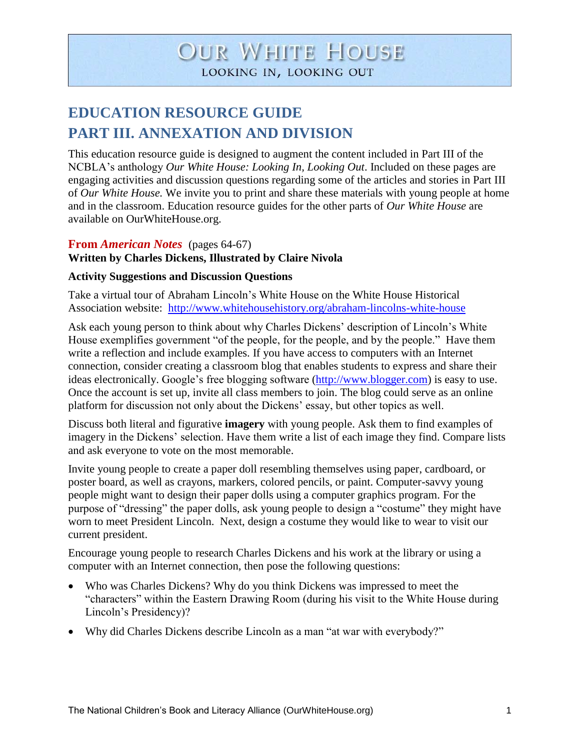# Our White House

Looking In, Looking Out

## EDUCATION RESOURCE GUIDE

## PART III. ANNEXATION AND DIVISION

This education resource guide is designed to augment the content included in Part III of the NCBLA's anthology *Our White House: Looking In, Looking Out*. Included on these pages are engaging activities and discussion questions regarding some of the articles and stories in Part III of *Our White House.* We invite you to print and share these materials with young people at home and in the classroom. Education resource guides for the other parts of *Our White House* are available on OurWhiteHouse.org.

### From *American Notes* (pages 64-67)

**Written by Charles Dickens, Illustrated by Claire Nivola**

**Activity Suggestions and Discussion Questions**

Take a virtual tour of Abraham Lincoln's White House on the White House Historical Association website: http://www.whitehousehistory.org/abraham-lincolns-white-house

Ask each young person to think about why Charles Dickens' description of Lincoln's White House exemplifies government "of the people, for the people, and by the people." Have them write a reflection and include examples. If you have access to computers with an Internet connection, consider creating a classroom blog that enables students to express and share their ideas electronically. Google's free blogging software (http://www.blogger.com) is easy to use. Once the account is set up, invite all class members to join. The blog could serve as an online platform for discussion not only about the Dickens' essay, but other topics as well.

Discuss both literal and figurative **imagery** with young people. Ask them to find examples of imagery in the Dickens' selection. Have them write a list of each image they find. Compare lists and ask everyone to vote on the most memorable.

Invite young people to create a paper doll resembling themselves using paper, cardboard, or poster board, as well as crayons, markers, colored pencils, or paint. Computer-savvy young people might want to design their paper dolls using a computer graphics program. For the purpose of "dressing" the paper dolls, ask young people to design a "costume" they might have worn to meet President Lincoln. Next, design a costume they would like to wear to visit our current president.

Encourage young people to research Charles Dickens and his work at the library or using a computer with an Internet connection, then pose the following questions:

- Who was Charles Dickens? Why do you think Dickens was impressed to meet the "characters" within the Eastern Drawing Room (during his visit to the White House during Lincoln's Presidency)?
- Why did Charles Dickens describe Lincoln as a man "at war with everybody?"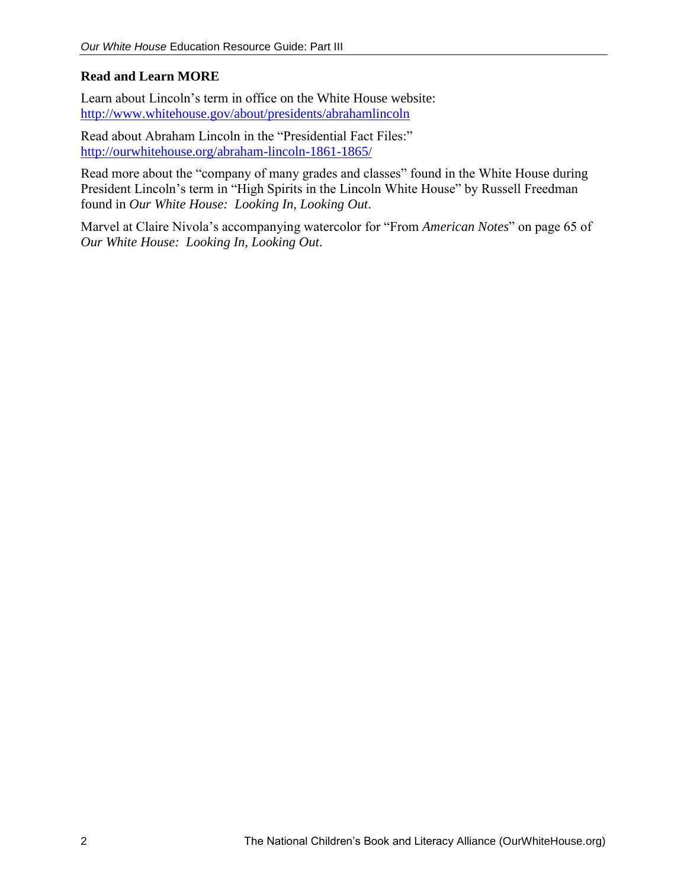## Read and Learn MORE

Learn about Lincoln's term in office on the White House website:
[http://www.whitehouse.gov/about/presidents/abrahamlincoln](http://www.whitehouse.gov/about/presidents/abrahamlincoln)

Read about Abraham Lincoln in the "Presidential Fact Files:"
[http://ourwhitehouse.org/abraham-lincoln-1861-1865/](http://ourwhitehouse.org/abraham-lincoln-1861-1865/)

Read more about the "company of many grades and classes" found in the White House during President Lincoln's term in "High Spirits in the Lincoln White House" by Russell Freedman found in *Our White House: Looking In, Looking Out*.

Marvel at Claire Nivola's accompanying watercolor for "From *American Notes*" on page 65 of *Our White House: Looking In, Looking Out*.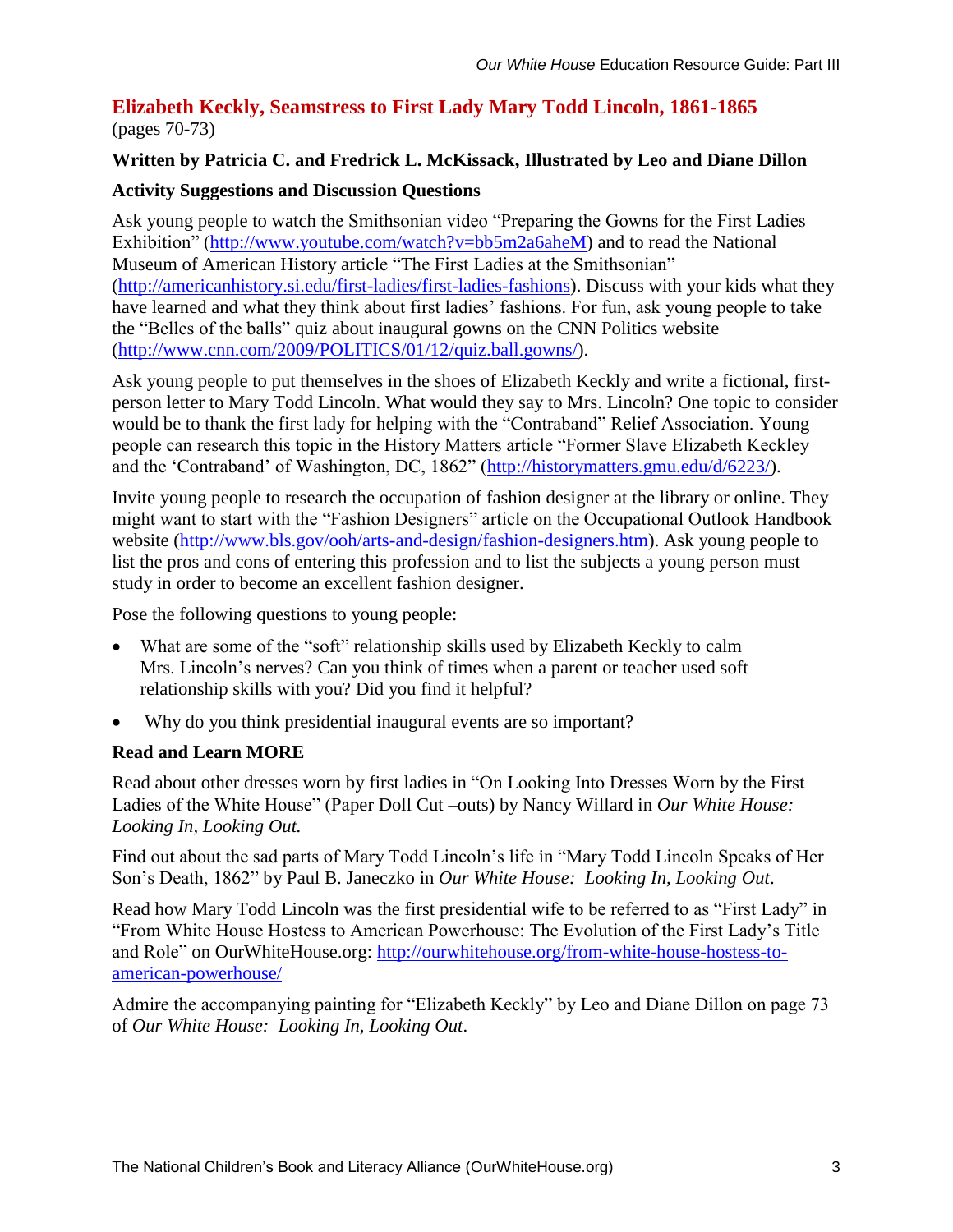## Elizabeth Keckly, Seamstress to First Lady Mary Todd Lincoln, 1861-1865

(pages 70-73)

**Written by Patricia C. and Fredrick L. McKissack, Illustrated by Leo and Diane Dillon**

**Activity Suggestions and Discussion Questions**

Ask young people to watch the Smithsonian video "Preparing the Gowns for the First Ladies Exhibition" (http://www.youtube.com/watch?v=bb5m2a6aheM) and to read the National Museum of American History article "The First Ladies at the Smithsonian" (http://americanhistory.si.edu/first-ladies/first-ladies-fashions). Discuss with your kids what they have learned and what they think about first ladies' fashions. For fun, ask young people to take the "Belles of the balls" quiz about inaugural gowns on the CNN Politics website (http://www.cnn.com/2009/POLITICS/01/12/quiz.ball.gowns/).

Ask young people to put themselves in the shoes of Elizabeth Keckly and write a fictional, first-person letter to Mary Todd Lincoln. What would they say to Mrs. Lincoln? One topic to consider would be to thank the first lady for helping with the "Contraband" Relief Association. Young people can research this topic in the History Matters article "Former Slave Elizabeth Keckley and the 'Contraband' of Washington, DC, 1862" (http://historymatters.gmu.edu/d/6223/).

Invite young people to research the occupation of fashion designer at the library or online. They might want to start with the "Fashion Designers" article on the Occupational Outlook Handbook website (http://www.bls.gov/ooh/arts-and-design/fashion-designers.htm). Ask young people to list the pros and cons of entering this profession and to list the subjects a young person must study in order to become an excellent fashion designer.

Pose the following questions to young people:

- What are some of the "soft" relationship skills used by Elizabeth Keckly to calm Mrs. Lincoln's nerves? Can you think of times when a parent or teacher used soft relationship skills with you? Did you find it helpful?
- Why do you think presidential inaugural events are so important?

**Read and Learn MORE**

Read about other dresses worn by first ladies in "On Looking Into Dresses Worn by the First Ladies of the White House" (Paper Doll Cut –outs) by Nancy Willard in *Our White House: Looking In, Looking Out.*

Find out about the sad parts of Mary Todd Lincoln's life in "Mary Todd Lincoln Speaks of Her Son's Death, 1862" by Paul B. Janeczko in *Our White House: Looking In, Looking Out*.

Read how Mary Todd Lincoln was the first presidential wife to be referred to as "First Lady" in "From White House Hostess to American Powerhouse: The Evolution of the First Lady's Title and Role" on OurWhiteHouse.org: http://ourwhitehouse.org/from-white-house-hostess-to-american-powerhouse/

Admire the accompanying painting for "Elizabeth Keckly" by Leo and Diane Dillon on page 73 of *Our White House: Looking In, Looking Out*.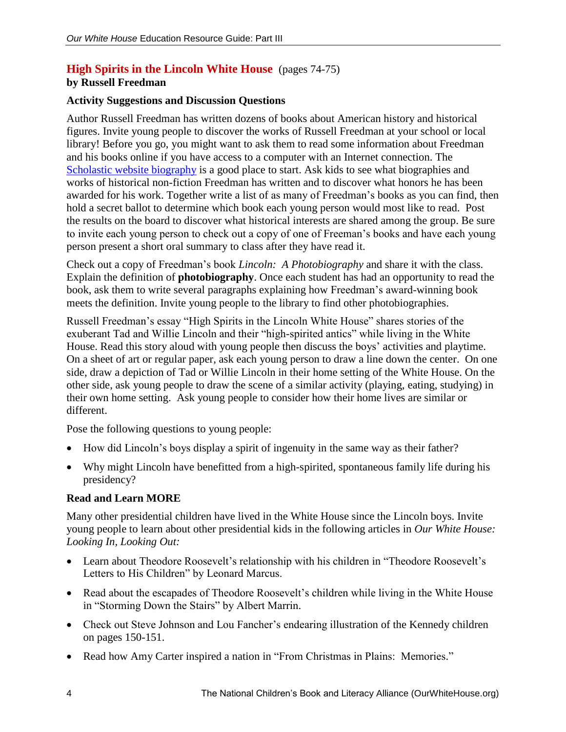## High Spirits in the Lincoln White House (pages 74-75)

**by Russell Freedman**

### Activity Suggestions and Discussion Questions

Author Russell Freedman has written dozens of books about American history and historical figures. Invite young people to discover the works of Russell Freedman at your school or local library! Before you go, you might want to ask them to read some information about Freedman and his books online if you have access to a computer with an Internet connection. The Scholastic website biography is a good place to start. Ask kids to see what biographies and works of historical non-fiction Freedman has written and to discover what honors he has been awarded for his work. Together write a list of as many of Freedman's books as you can find, then hold a secret ballot to determine which book each young person would most like to read. Post the results on the board to discover what historical interests are shared among the group. Be sure to invite each young person to check out a copy of one of Freeman's books and have each young person present a short oral summary to class after they have read it.

Check out a copy of Freedman's book *Lincoln: A Photobiography* and share it with the class. Explain the definition of **photobiography**. Once each student has had an opportunity to read the book, ask them to write several paragraphs explaining how Freedman's award-winning book meets the definition. Invite young people to the library to find other photobiographies.

Russell Freedman's essay "High Spirits in the Lincoln White House" shares stories of the exuberant Tad and Willie Lincoln and their "high-spirited antics" while living in the White House. Read this story aloud with young people then discuss the boys' activities and playtime. On a sheet of art or regular paper, ask each young person to draw a line down the center. On one side, draw a depiction of Tad or Willie Lincoln in their home setting of the White House. On the other side, ask young people to draw the scene of a similar activity (playing, eating, studying) in their own home setting. Ask young people to consider how their home lives are similar or different.

Pose the following questions to young people:

- How did Lincoln's boys display a spirit of ingenuity in the same way as their father?
- Why might Lincoln have benefitted from a high-spirited, spontaneous family life during his presidency?

### Read and Learn MORE

Many other presidential children have lived in the White House since the Lincoln boys. Invite young people to learn about other presidential kids in the following articles in *Our White House: Looking In, Looking Out:*

- Learn about Theodore Roosevelt's relationship with his children in "Theodore Roosevelt's Letters to His Children" by Leonard Marcus.
- Read about the escapades of Theodore Roosevelt's children while living in the White House in "Storming Down the Stairs" by Albert Marrin.
- Check out Steve Johnson and Lou Fancher's endearing illustration of the Kennedy children on pages 150-151.
- Read how Amy Carter inspired a nation in "From Christmas in Plains: Memories."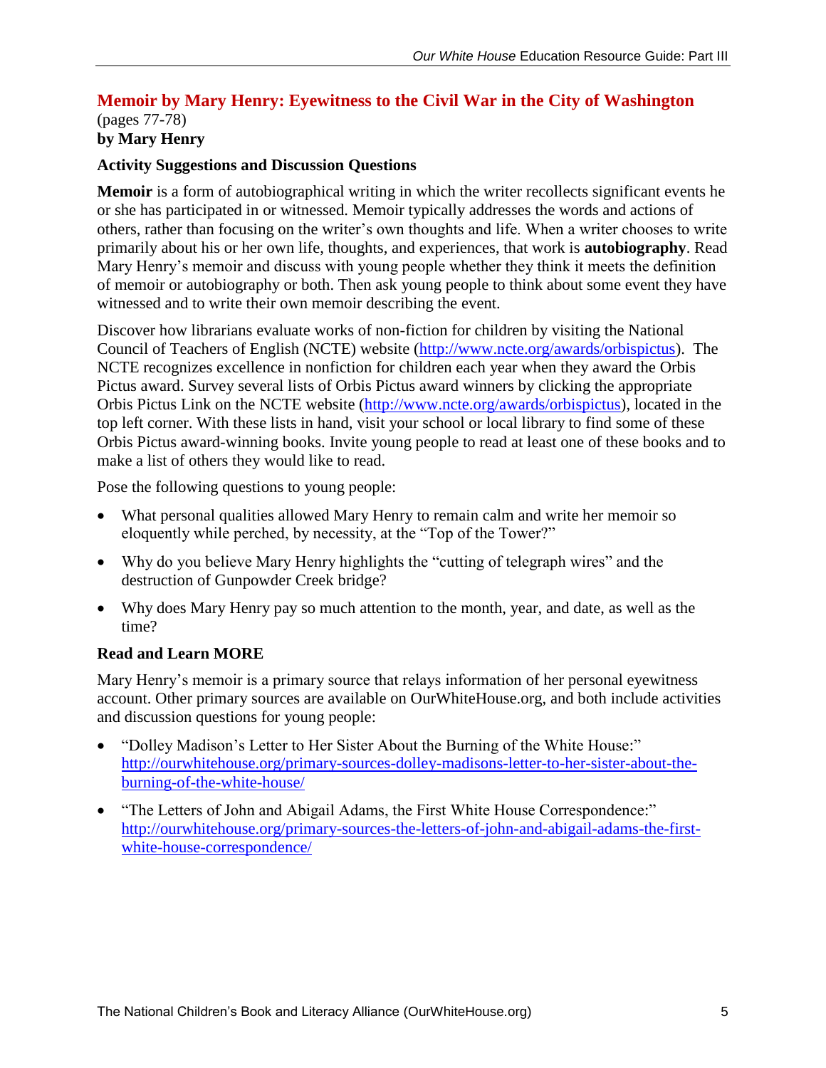## Memoir by Mary Henry: Eyewitness to the Civil War in the City of Washington

(pages 77-78)

**by Mary Henry**

### Activity Suggestions and Discussion Questions

**Memoir** is a form of autobiographical writing in which the writer recollects significant events he or she has participated in or witnessed. Memoir typically addresses the words and actions of others, rather than focusing on the writer's own thoughts and life. When a writer chooses to write primarily about his or her own life, thoughts, and experiences, that work is **autobiography**. Read Mary Henry's memoir and discuss with young people whether they think it meets the definition of memoir or autobiography or both. Then ask young people to think about some event they have witnessed and to write their own memoir describing the event.

Discover how librarians evaluate works of non-fiction for children by visiting the National Council of Teachers of English (NCTE) website (http://www.ncte.org/awards/orbispictus). The NCTE recognizes excellence in nonfiction for children each year when they award the Orbis Pictus award. Survey several lists of Orbis Pictus award winners by clicking the appropriate Orbis Pictus Link on the NCTE website (http://www.ncte.org/awards/orbispictus), located in the top left corner. With these lists in hand, visit your school or local library to find some of these Orbis Pictus award-winning books. Invite young people to read at least one of these books and to make a list of others they would like to read.

Pose the following questions to young people:

- What personal qualities allowed Mary Henry to remain calm and write her memoir so eloquently while perched, by necessity, at the "Top of the Tower?"
- Why do you believe Mary Henry highlights the "cutting of telegraph wires" and the destruction of Gunpowder Creek bridge?
- Why does Mary Henry pay so much attention to the month, year, and date, as well as the time?

### Read and Learn MORE

Mary Henry's memoir is a primary source that relays information of her personal eyewitness account. Other primary sources are available on OurWhiteHouse.org, and both include activities and discussion questions for young people:

- "Dolley Madison's Letter to Her Sister About the Burning of the White House:" http://ourwhitehouse.org/primary-sources-dolley-madisons-letter-to-her-sister-about-the-burning-of-the-white-house/
- "The Letters of John and Abigail Adams, the First White House Correspondence:" http://ourwhitehouse.org/primary-sources-the-letters-of-john-and-abigail-adams-the-first-white-house-correspondence/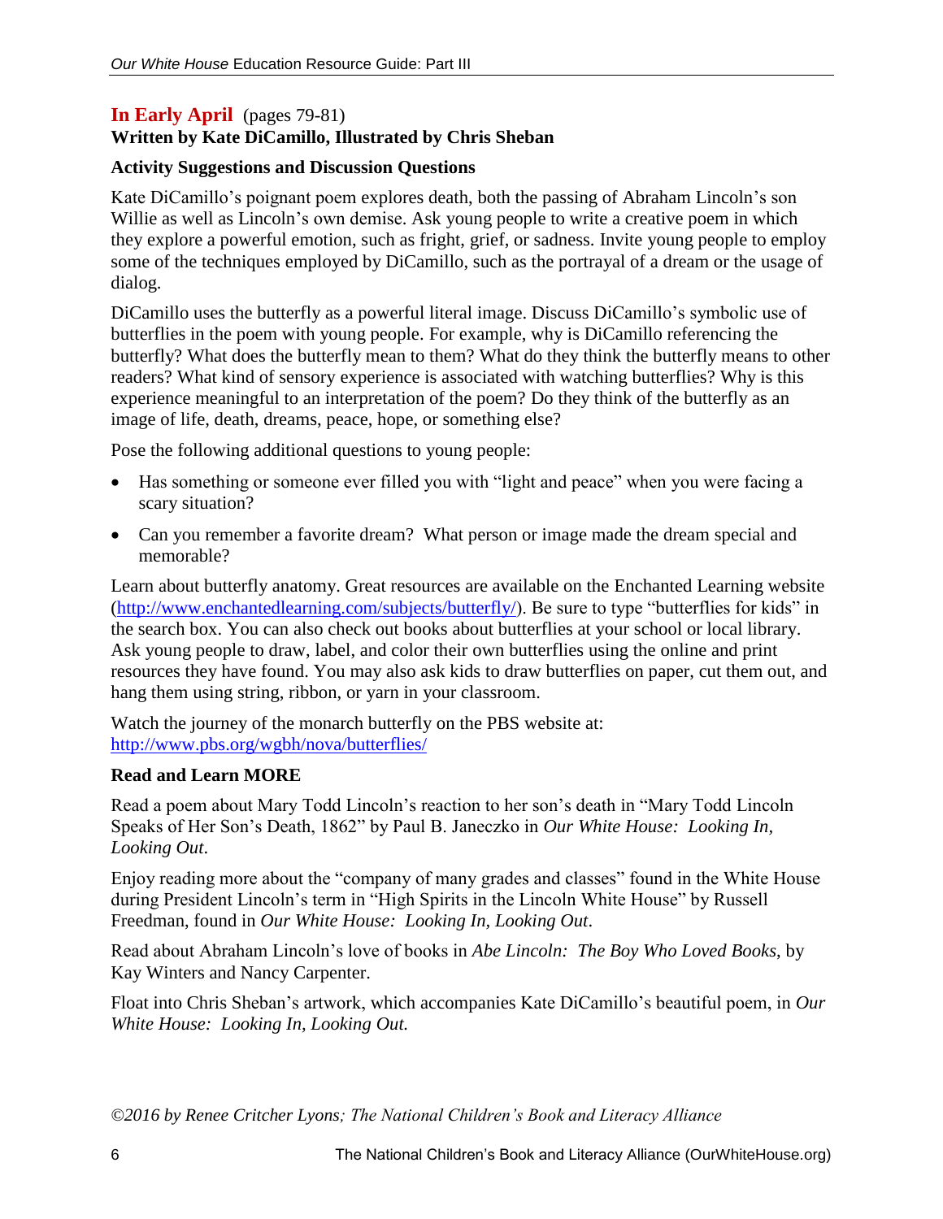## In Early April (pages 79-81)

**Written by Kate DiCamillo, Illustrated by Chris Sheban**

### Activity Suggestions and Discussion Questions

Kate DiCamillo's poignant poem explores death, both the passing of Abraham Lincoln's son Willie as well as Lincoln's own demise. Ask young people to write a creative poem in which they explore a powerful emotion, such as fright, grief, or sadness. Invite young people to employ some of the techniques employed by DiCamillo, such as the portrayal of a dream or the usage of dialog.

DiCamillo uses the butterfly as a powerful literal image. Discuss DiCamillo's symbolic use of butterflies in the poem with young people. For example, why is DiCamillo referencing the butterfly? What does the butterfly mean to them? What do they think the butterfly means to other readers? What kind of sensory experience is associated with watching butterflies? Why is this experience meaningful to an interpretation of the poem? Do they think of the butterfly as an image of life, death, dreams, peace, hope, or something else?

Pose the following additional questions to young people:

- Has something or someone ever filled you with "light and peace" when you were facing a scary situation?
- Can you remember a favorite dream? What person or image made the dream special and memorable?

Learn about butterfly anatomy. Great resources are available on the Enchanted Learning website (http://www.enchantedlearning.com/subjects/butterfly/). Be sure to type "butterflies for kids" in the search box. You can also check out books about butterflies at your school or local library. Ask young people to draw, label, and color their own butterflies using the online and print resources they have found. You may also ask kids to draw butterflies on paper, cut them out, and hang them using string, ribbon, or yarn in your classroom.

Watch the journey of the monarch butterfly on the PBS website at: http://www.pbs.org/wgbh/nova/butterflies/

### Read and Learn MORE

Read a poem about Mary Todd Lincoln's reaction to her son's death in "Mary Todd Lincoln Speaks of Her Son's Death, 1862" by Paul B. Janeczko in *Our White House: Looking In, Looking Out*.

Enjoy reading more about the "company of many grades and classes" found in the White House during President Lincoln's term in "High Spirits in the Lincoln White House" by Russell Freedman, found in *Our White House: Looking In, Looking Out*.

Read about Abraham Lincoln's love of books in *Abe Lincoln: The Boy Who Loved Books*, by Kay Winters and Nancy Carpenter.

Float into Chris Sheban's artwork, which accompanies Kate DiCamillo's beautiful poem, in *Our White House: Looking In, Looking Out.*

*©2016 by Renee Critcher Lyons; The National Children's Book and Literacy Alliance*